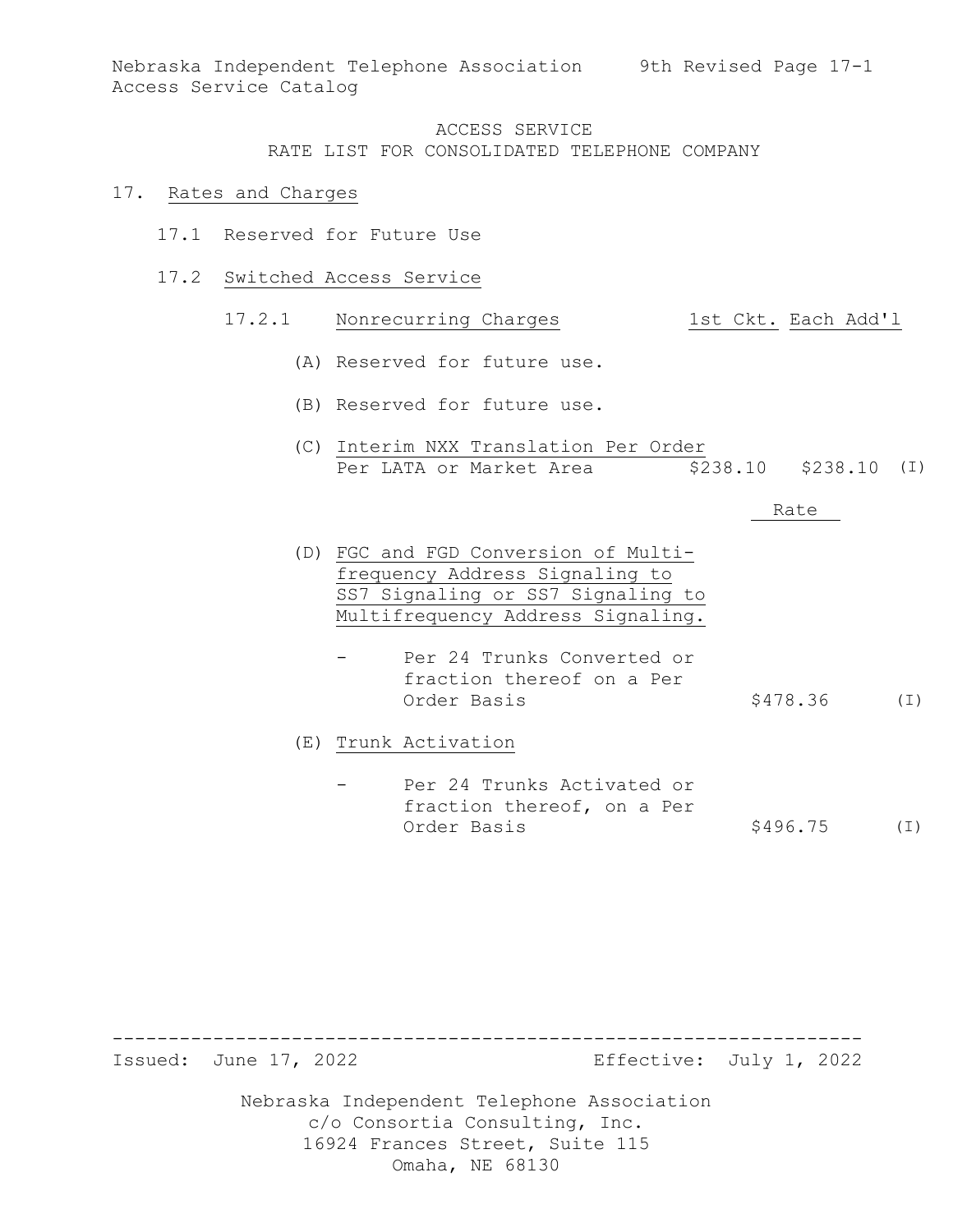ACCESS SERVICE
RATE LIST FOR CONSOLIDATED TELEPHONE COMPANY

# 17. Rates and Charges

## 17.1 Reserved for Future Use

## 17.2 Switched Access Service

### 17.2.1 Nonrecurring Charges

| | 1st Ckt. | Each Add'l | |
|---|---|---|---|
| (A) Reserved for future use. | | | |
| (B) Reserved for future use. | | | |
| (C) Interim NXX Translation Per Order<br>Per LATA or Market Area | $238.10 | $238.10 | (I) |

| | Rate | |
|---|---|---|
| (D) FGC and FGD Conversion of Multifrequency Address Signaling to SS7 Signaling or SS7 Signaling to Multifrequency Address Signaling. | | |
| - Per 24 Trunks Converted or fraction thereof on a Per Order Basis | $478.36 | (I) |
| (E) Trunk Activation | | |
| - Per 24 Trunks Activated or fraction thereof, on a Per Order Basis | $496.75 | (I) |

Issued: June 17, 2022 Effective: July 1, 2022

Nebraska Independent Telephone Association
c/o Consortia Consulting, Inc.
16924 Frances Street, Suite 115
Omaha, NE 68130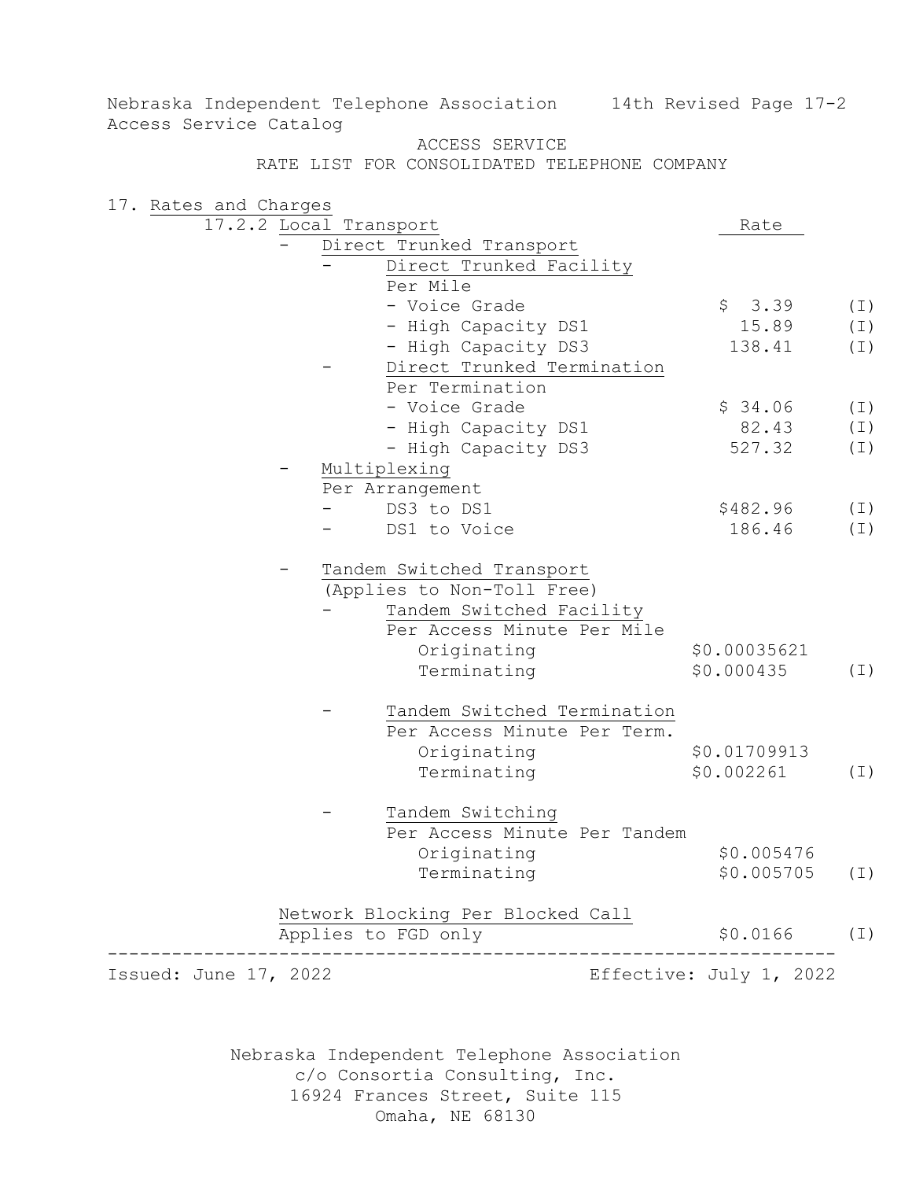Nebraska Independent Telephone Association — 14th Revised Page 17-2

Access Service Catalog

ACCESS SERVICE

RATE LIST FOR CONSOLIDATED TELEPHONE COMPANY

## 17. Rates and Charges

### 17.2.2 Local Transport

| Item | Rate | |
|---|---|---|
| **- Direct Trunked Transport** | | |
| - Direct Trunked Facility | | |
| Per Mile | | |
| - Voice Grade | $ 3.39 | (I) |
| - High Capacity DS1 | 15.89 | (I) |
| - High Capacity DS3 | 138.41 | (I) |
| - Direct Trunked Termination | | |
| Per Termination | | |
| - Voice Grade | $ 34.06 | (I) |
| - High Capacity DS1 | 82.43 | (I) |
| - High Capacity DS3 | 527.32 | (I) |
| **- Multiplexing** | | |
| Per Arrangement | | |
| - DS3 to DS1 | $482.96 | (I) |
| - DS1 to Voice | 186.46 | (I) |
| **- Tandem Switched Transport** (Applies to Non-Toll Free) | | |
| - Tandem Switched Facility | | |
| Per Access Minute Per Mile | | |
| Originating | $0.00035621 | |
| Terminating | $0.000435 | (I) |
| - Tandem Switched Termination | | |
| Per Access Minute Per Term. | | |
| Originating | $0.01709913 | |
| Terminating | $0.002261 | (I) |
| - Tandem Switching | | |
| Per Access Minute Per Tandem | | |
| Originating | $0.005476 | |
| Terminating | $0.005705 | (I) |
| **Network Blocking Per Blocked Call** | | |
| Applies to FGD only | $0.0166 | (I) |

Issued: June 17, 2022 — Effective: July 1, 2022

Nebraska Independent Telephone Association
c/o Consortia Consulting, Inc.
16924 Frances Street, Suite 115
Omaha, NE 68130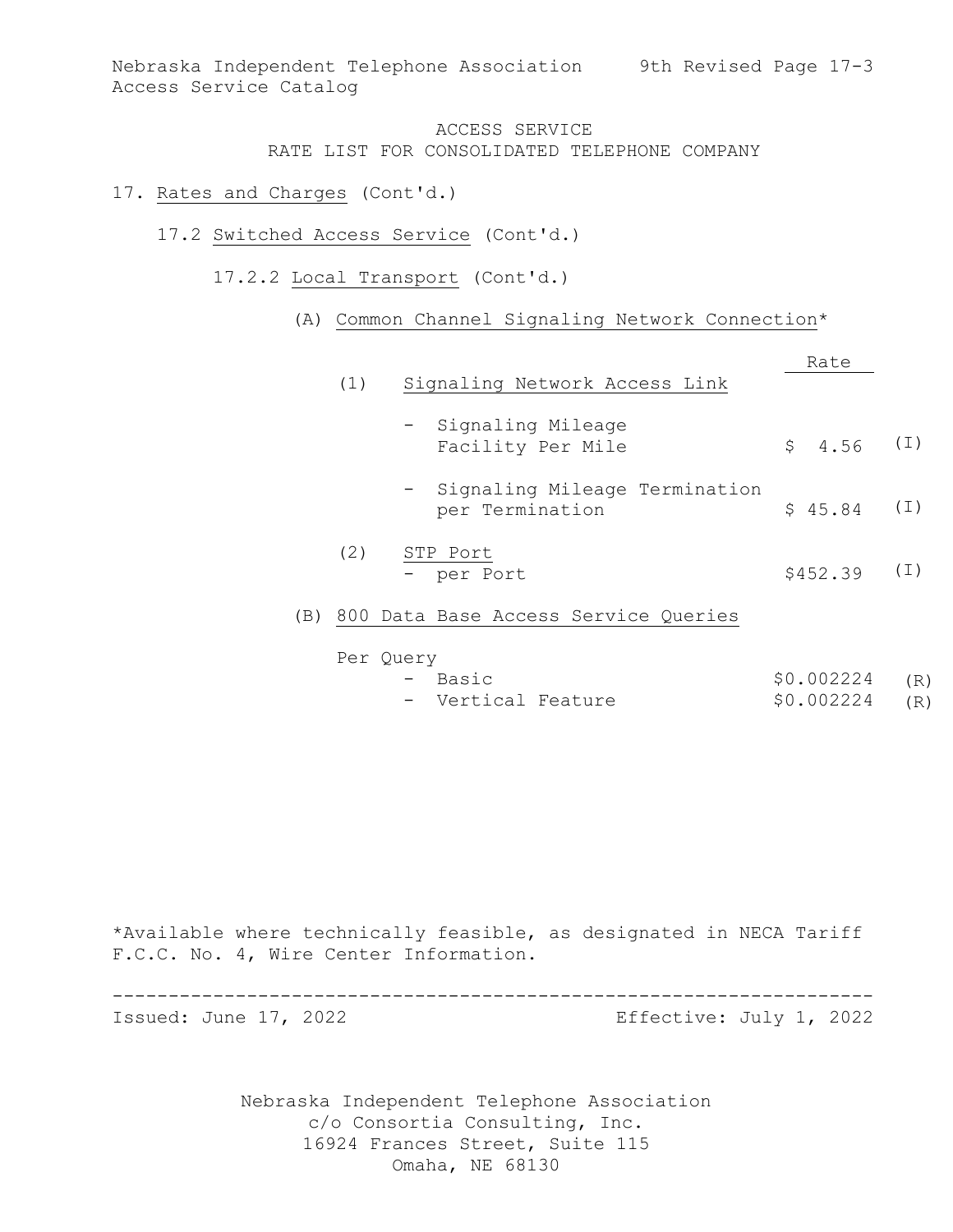ACCESS SERVICE
RATE LIST FOR CONSOLIDATED TELEPHONE COMPANY

17. Rates and Charges (Cont'd.)

17.2 Switched Access Service (Cont'd.)

17.2.2 Local Transport (Cont'd.)

(A) Common Channel Signaling Network Connection*

| | Rate | |
|---|---|---|
| (1) Signaling Network Access Link | | |
| - Signaling Mileage Facility Per Mile | $ 4.56 | (I) |
| - Signaling Mileage Termination per Termination | $ 45.84 | (I) |
| (2) STP Port | | |
| - per Port | $452.39 | (I) |

(B) 800 Data Base Access Service Queries

| Per Query | | |
|---|---|---|
| - Basic | $0.002224 | (R) |
| - Vertical Feature | $0.002224 | (R) |

*Available where technically feasible, as designated in NECA Tariff F.C.C. No. 4, Wire Center Information.

Issued: June 17, 2022 Effective: July 1, 2022

Nebraska Independent Telephone Association
c/o Consortia Consulting, Inc.
16924 Frances Street, Suite 115
Omaha, NE 68130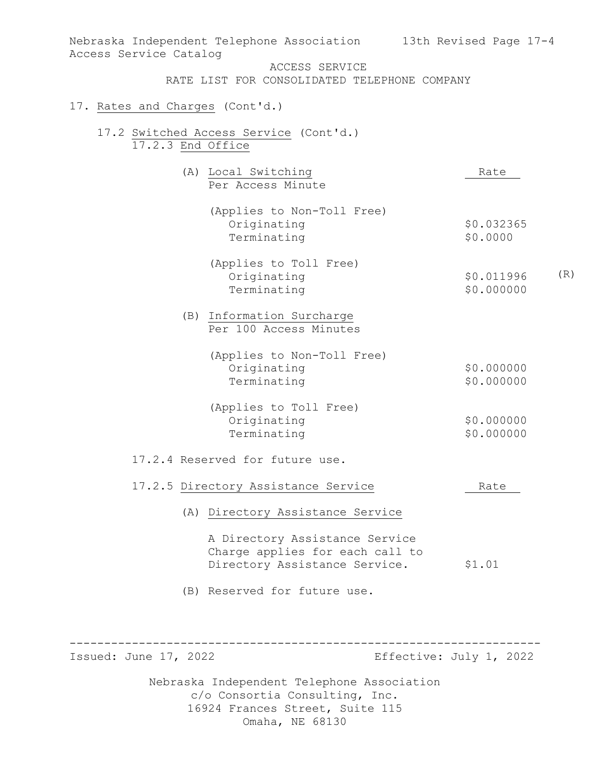ACCESS SERVICE
RATE LIST FOR CONSOLIDATED TELEPHONE COMPANY

17. Rates and Charges (Cont'd.)

17.2 Switched Access Service (Cont'd.)

17.2.3 End Office

| (A) Local Switching<br>Per Access Minute | Rate | |
|---|---|---|
| (Applies to Non-Toll Free) | | |
| Originating | $0.032365 | |
| Terminating | $0.0000 | |
| (Applies to Toll Free) | | |
| Originating | $0.011996 | (R) |
| Terminating | $0.000000 | |

| (B) Information Surcharge<br>Per 100 Access Minutes | |
|---|---|
| (Applies to Non-Toll Free) | |
| Originating | $0.000000 |
| Terminating | $0.000000 |
| (Applies to Toll Free) | |
| Originating | $0.000000 |
| Terminating | $0.000000 |

17.2.4 Reserved for future use.

| 17.2.5 Directory Assistance Service | Rate |
|---|---|
| (A) Directory Assistance Service | |
| A Directory Assistance Service Charge applies for each call to Directory Assistance Service. | $1.01 |

(B) Reserved for future use.

Issued: June 17, 2022 Effective: July 1, 2022

Nebraska Independent Telephone Association
c/o Consortia Consulting, Inc.
16924 Frances Street, Suite 115
Omaha, NE 68130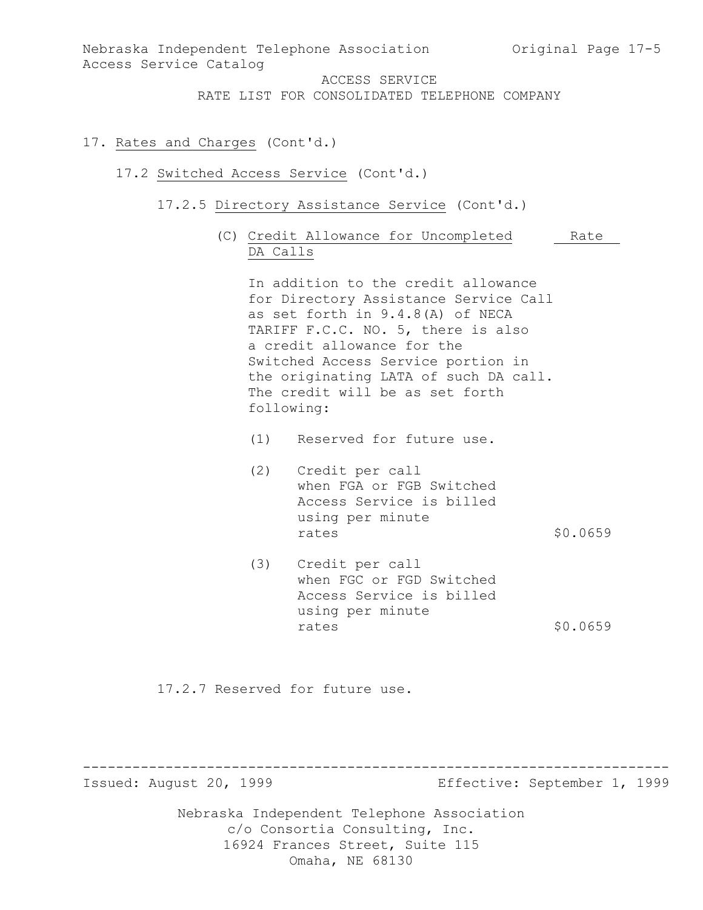ACCESS SERVICE

RATE LIST FOR CONSOLIDATED TELEPHONE COMPANY

17. Rates and Charges (Cont'd.)

17.2 Switched Access Service (Cont'd.)

17.2.5 Directory Assistance Service (Cont'd.)

(C) Credit Allowance for Uncompleted DA Calls

In addition to the credit allowance for Directory Assistance Service Call as set forth in 9.4.8(A) of NECA TARIFF F.C.C. NO. 5, there is also a credit allowance for the Switched Access Service portion in the originating LATA of such DA call. The credit will be as set forth following:

| | | Rate |
|---|---|---|
| (1) | Reserved for future use. | |
| (2) | Credit per call when FGA or FGB Switched Access Service is billed using per minute rates | \$0.0659 |
| (3) | Credit per call when FGC or FGD Switched Access Service is billed using per minute rates | \$0.0659 |

17.2.7 Reserved for future use.

Issued: August 20, 1999 Effective: September 1, 1999

Nebraska Independent Telephone Association
c/o Consortia Consulting, Inc.
16924 Frances Street, Suite 115
Omaha, NE 68130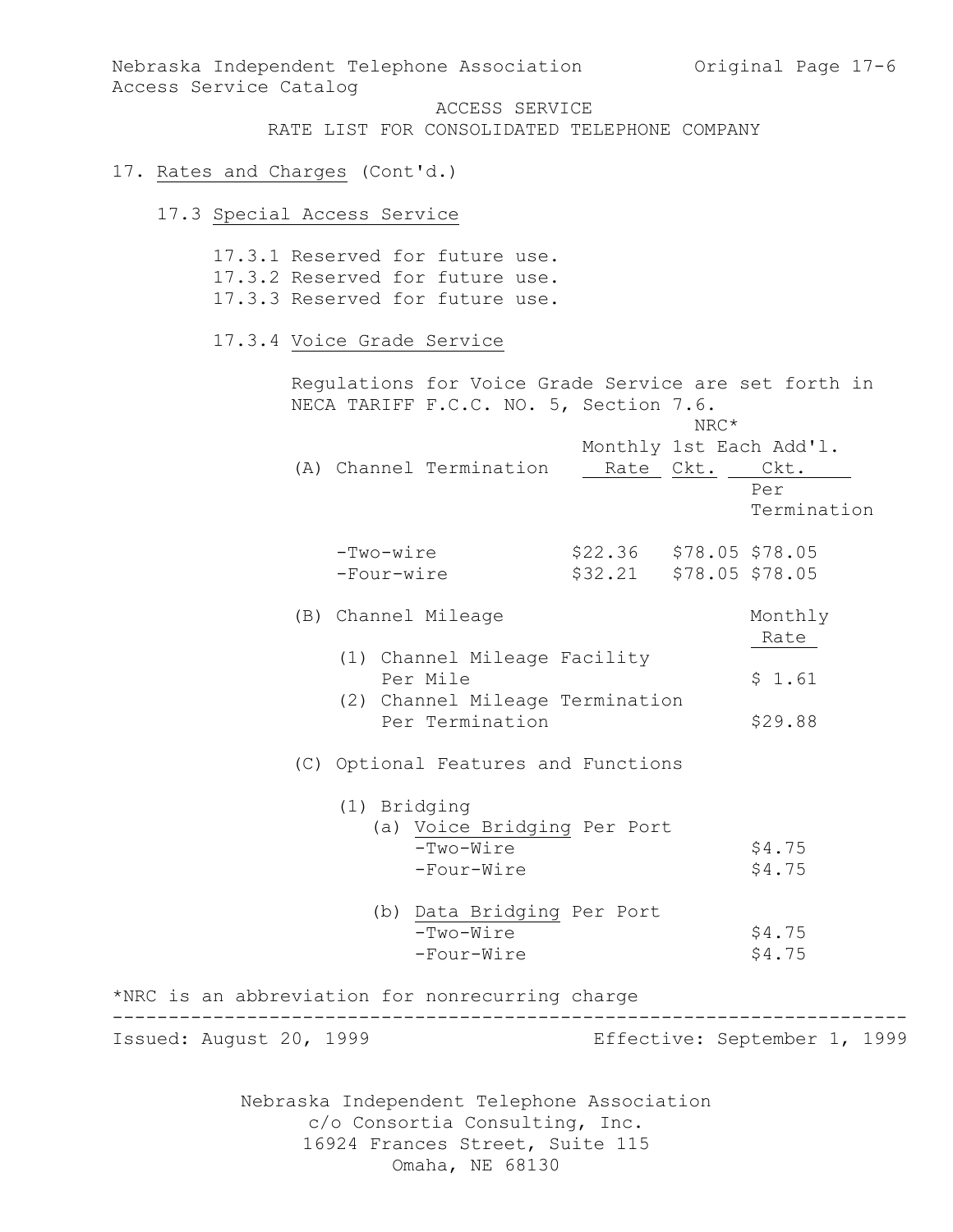ACCESS SERVICE
RATE LIST FOR CONSOLIDATED TELEPHONE COMPANY

17. Rates and Charges (Cont'd.)

17.3 Special Access Service

17.3.1 Reserved for future use.
17.3.2 Reserved for future use.
17.3.3 Reserved for future use.

17.3.4 Voice Grade Service

Regulations for Voice Grade Service are set forth in NECA TARIFF F.C.C. NO. 5, Section 7.6.

| (A) Channel Termination | Monthly Rate | NRC* 1st Ckt. | NRC* Each Add'l. Ckt. Per Termination |
|---|---|---|---|
| -Two-wire | $22.36 | $78.05 | $78.05 |
| -Four-wire | $32.21 | $78.05 | $78.05 |

| (B) Channel Mileage | Monthly Rate |
|---|---|
| (1) Channel Mileage Facility Per Mile | $ 1.61 |
| (2) Channel Mileage Termination Per Termination | $29.88 |

(C) Optional Features and Functions

(1) Bridging

| | |
|---|---|
| (a) Voice Bridging Per Port | |
| -Two-Wire | $4.75 |
| -Four-Wire | $4.75 |
| (b) Data Bridging Per Port | |
| -Two-Wire | $4.75 |
| -Four-Wire | $4.75 |

*NRC is an abbreviation for nonrecurring charge

Issued: August 20, 1999 Effective: September 1, 1999

Nebraska Independent Telephone Association
c/o Consortia Consulting, Inc.
16924 Frances Street, Suite 115
Omaha, NE 68130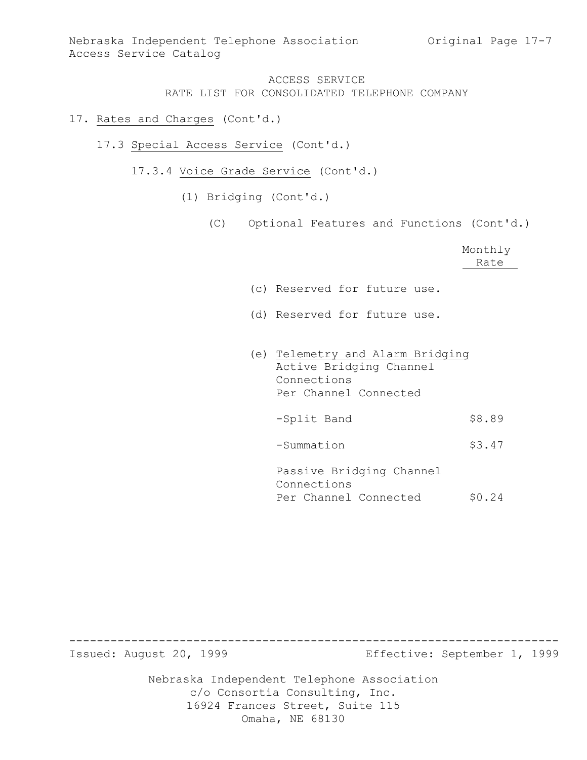ACCESS SERVICE
RATE LIST FOR CONSOLIDATED TELEPHONE COMPANY

17. Rates and Charges (Cont'd.)

17.3 Special Access Service (Cont'd.)

17.3.4 Voice Grade Service (Cont'd.)

(1) Bridging (Cont'd.)

(C) Optional Features and Functions (Cont'd.)

| | Monthly Rate |
|---|---|
| (c) Reserved for future use. | |
| (d) Reserved for future use. | |
| (e) Telemetry and Alarm Bridging<br>Active Bridging Channel Connections<br>Per Channel Connected | |
| -Split Band | $8.89 |
| -Summation | $3.47 |
| Passive Bridging Channel Connections<br>Per Channel Connected | $0.24 |

Issued: August 20, 1999 Effective: September 1, 1999

Nebraska Independent Telephone Association
c/o Consortia Consulting, Inc.
16924 Frances Street, Suite 115
Omaha, NE 68130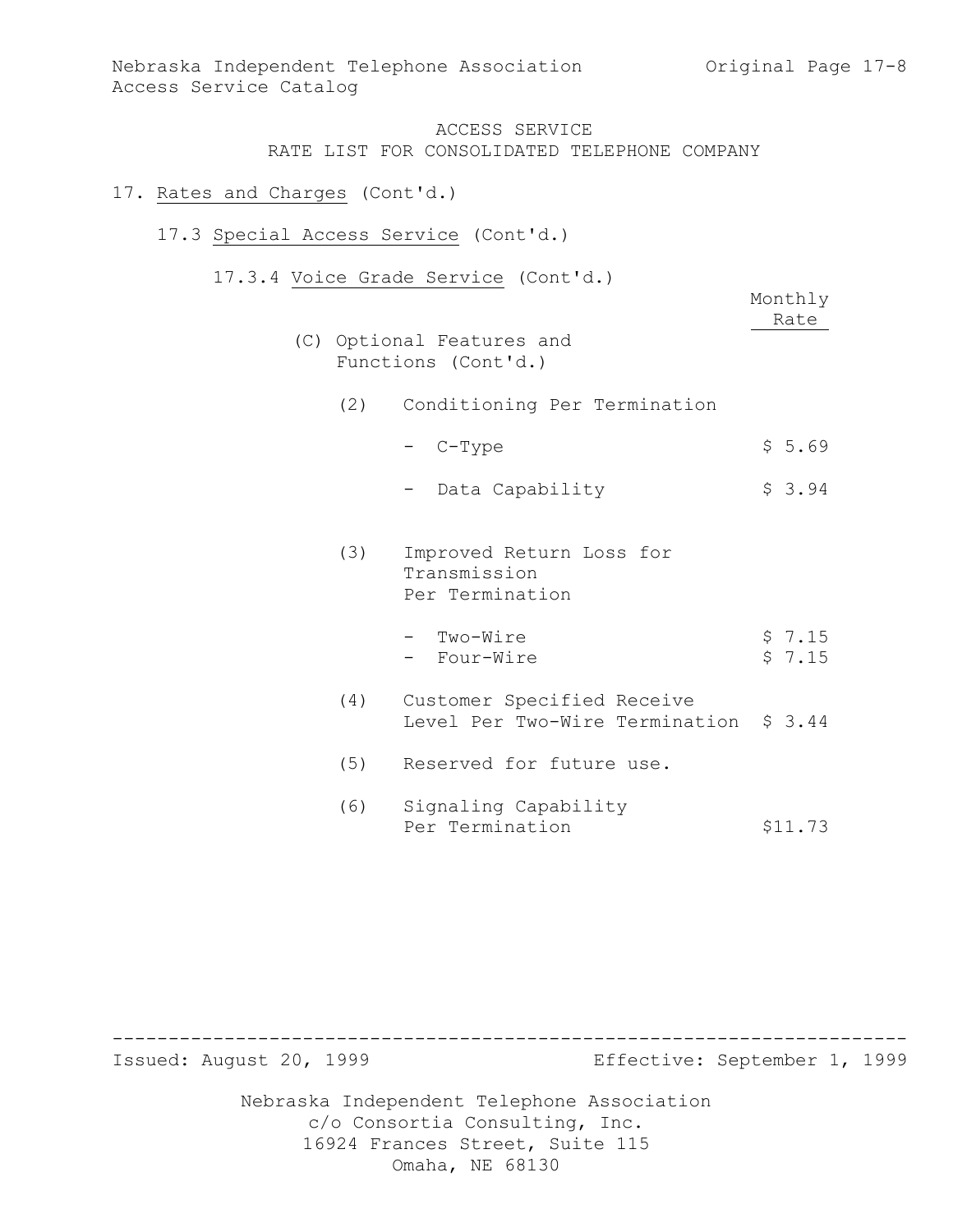ACCESS SERVICE
RATE LIST FOR CONSOLIDATED TELEPHONE COMPANY

17. Rates and Charges (Cont'd.)

17.3 Special Access Service (Cont'd.)

17.3.4 Voice Grade Service (Cont'd.)

| | Monthly Rate |
|---|---|
| (C) Optional Features and Functions (Cont'd.) | |
| (2) Conditioning Per Termination | |
| - C-Type | $ 5.69 |
| - Data Capability | $ 3.94 |
| (3) Improved Return Loss for Transmission Per Termination | |
| - Two-Wire | $ 7.15 |
| - Four-Wire | $ 7.15 |
| (4) Customer Specified Receive Level Per Two-Wire Termination | $ 3.44 |
| (5) Reserved for future use. | |
| (6) Signaling Capability Per Termination | $11.73 |

Issued: August 20, 1999 Effective: September 1, 1999

Nebraska Independent Telephone Association
c/o Consortia Consulting, Inc.
16924 Frances Street, Suite 115
Omaha, NE 68130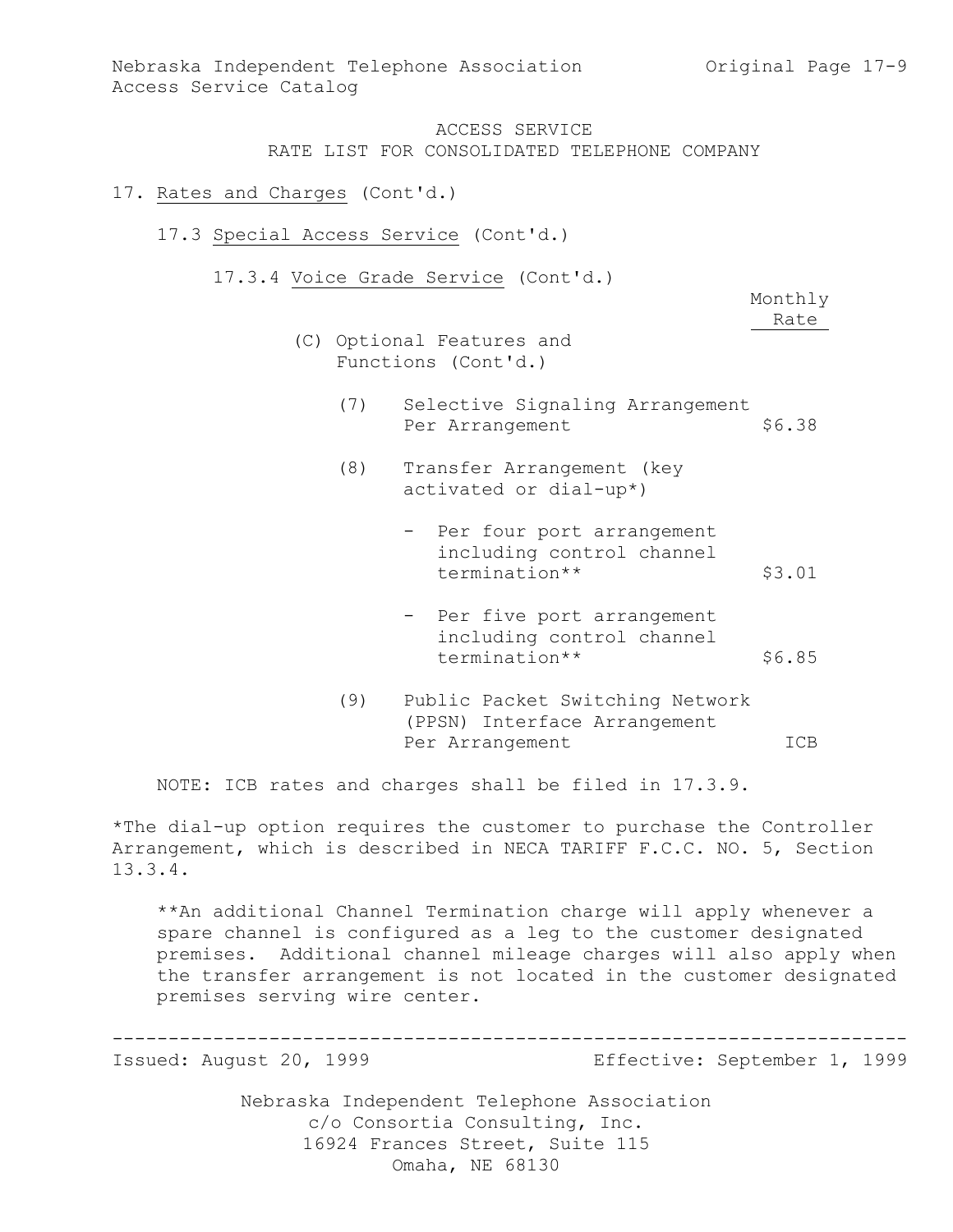ACCESS SERVICE
RATE LIST FOR CONSOLIDATED TELEPHONE COMPANY

17. Rates and Charges (Cont'd.)

17.3 Special Access Service (Cont'd.)

17.3.4 Voice Grade Service (Cont'd.)

| | Monthly Rate |
|---|---|
| (C) Optional Features and Functions (Cont'd.) | |
| (7) Selective Signaling Arrangement Per Arrangement | $6.38 |
| (8) Transfer Arrangement (key activated or dial-up*) | |
| - Per four port arrangement including control channel termination** | $3.01 |
| - Per five port arrangement including control channel termination** | $6.85 |
| (9) Public Packet Switching Network (PPSN) Interface Arrangement Per Arrangement | ICB |

NOTE: ICB rates and charges shall be filed in 17.3.9.

*The dial-up option requires the customer to purchase the Controller Arrangement, which is described in NECA TARIFF F.C.C. NO. 5, Section 13.3.4.

**An additional Channel Termination charge will apply whenever a spare channel is configured as a leg to the customer designated premises. Additional channel mileage charges will also apply when the transfer arrangement is not located in the customer designated premises serving wire center.

Issued: August 20, 1999 Effective: September 1, 1999

Nebraska Independent Telephone Association
c/o Consortia Consulting, Inc.
16924 Frances Street, Suite 115
Omaha, NE 68130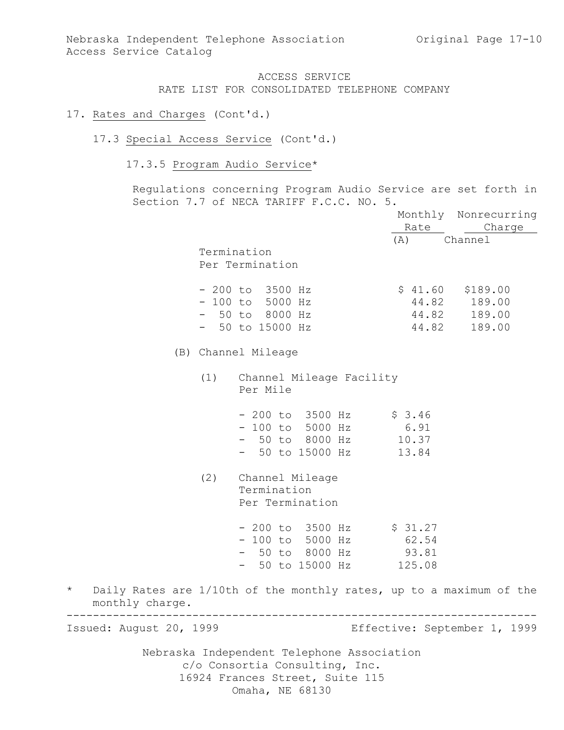ACCESS SERVICE
RATE LIST FOR CONSOLIDATED TELEPHONE COMPANY

17. Rates and Charges (Cont'd.)

17.3 Special Access Service (Cont'd.)

17.3.5 Program Audio Service*

Regulations concerning Program Audio Service are set forth in Section 7.7 of NECA TARIFF F.C.C. NO. 5.

| | Monthly Rate | Nonrecurring Charge |
|---|---|---|
| (A) Channel Termination Per Termination | | |
| - 200 to 3500 Hz | $ 41.60 | $189.00 |
| - 100 to 5000 Hz | 44.82 | 189.00 |
| - 50 to 8000 Hz | 44.82 | 189.00 |
| - 50 to 15000 Hz | 44.82 | 189.00 |

(B) Channel Mileage

(1) Channel Mileage Facility Per Mile

| | Monthly Rate |
|---|---|
| - 200 to 3500 Hz | $ 3.46 |
| - 100 to 5000 Hz | 6.91 |
| - 50 to 8000 Hz | 10.37 |
| - 50 to 15000 Hz | 13.84 |

(2) Channel Mileage Termination Per Termination

| | Monthly Rate |
|---|---|
| - 200 to 3500 Hz | $ 31.27 |
| - 100 to 5000 Hz | 62.54 |
| - 50 to 8000 Hz | 93.81 |
| - 50 to 15000 Hz | 125.08 |

\* Daily Rates are 1/10th of the monthly rates, up to a maximum of the monthly charge.

Issued: August 20, 1999 Effective: September 1, 1999

Nebraska Independent Telephone Association
c/o Consortia Consulting, Inc.
16924 Frances Street, Suite 115
Omaha, NE 68130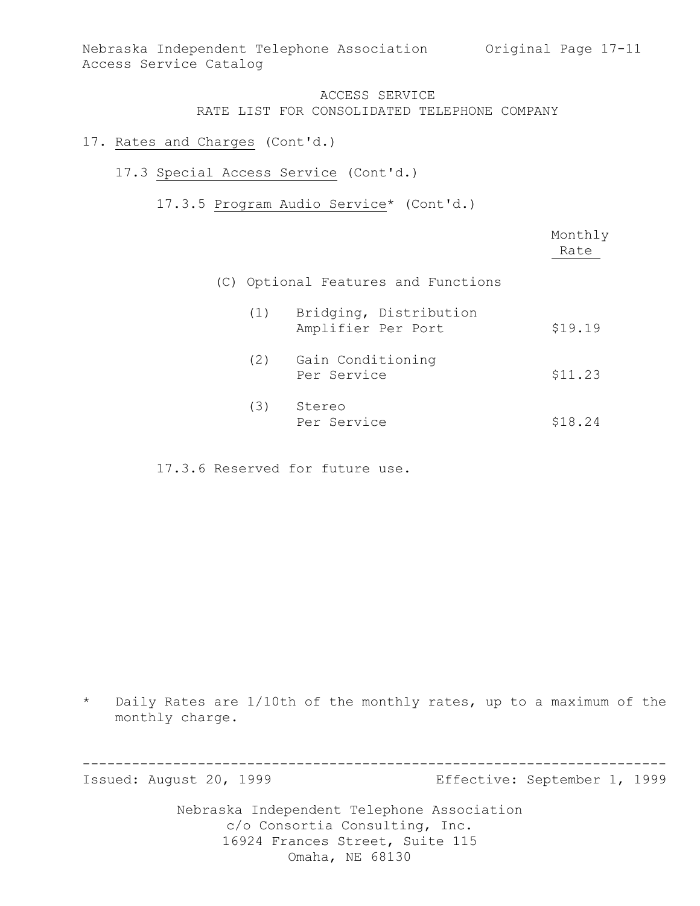ACCESS SERVICE
RATE LIST FOR CONSOLIDATED TELEPHONE COMPANY

17. Rates and Charges (Cont'd.)

17.3 Special Access Service (Cont'd.)

17.3.5 Program Audio Service* (Cont'd.)

| | | Monthly Rate |
|---|---|---|
| (C) Optional Features and Functions | | |
| (1) | Bridging, Distribution Amplifier Per Port | $19.19 |
| (2) | Gain Conditioning Per Service | $11.23 |
| (3) | Stereo Per Service | $18.24 |

17.3.6 Reserved for future use.

\* Daily Rates are 1/10th of the monthly rates, up to a maximum of the monthly charge.

Issued: August 20, 1999 Effective: September 1, 1999

Nebraska Independent Telephone Association
c/o Consortia Consulting, Inc.
16924 Frances Street, Suite 115
Omaha, NE 68130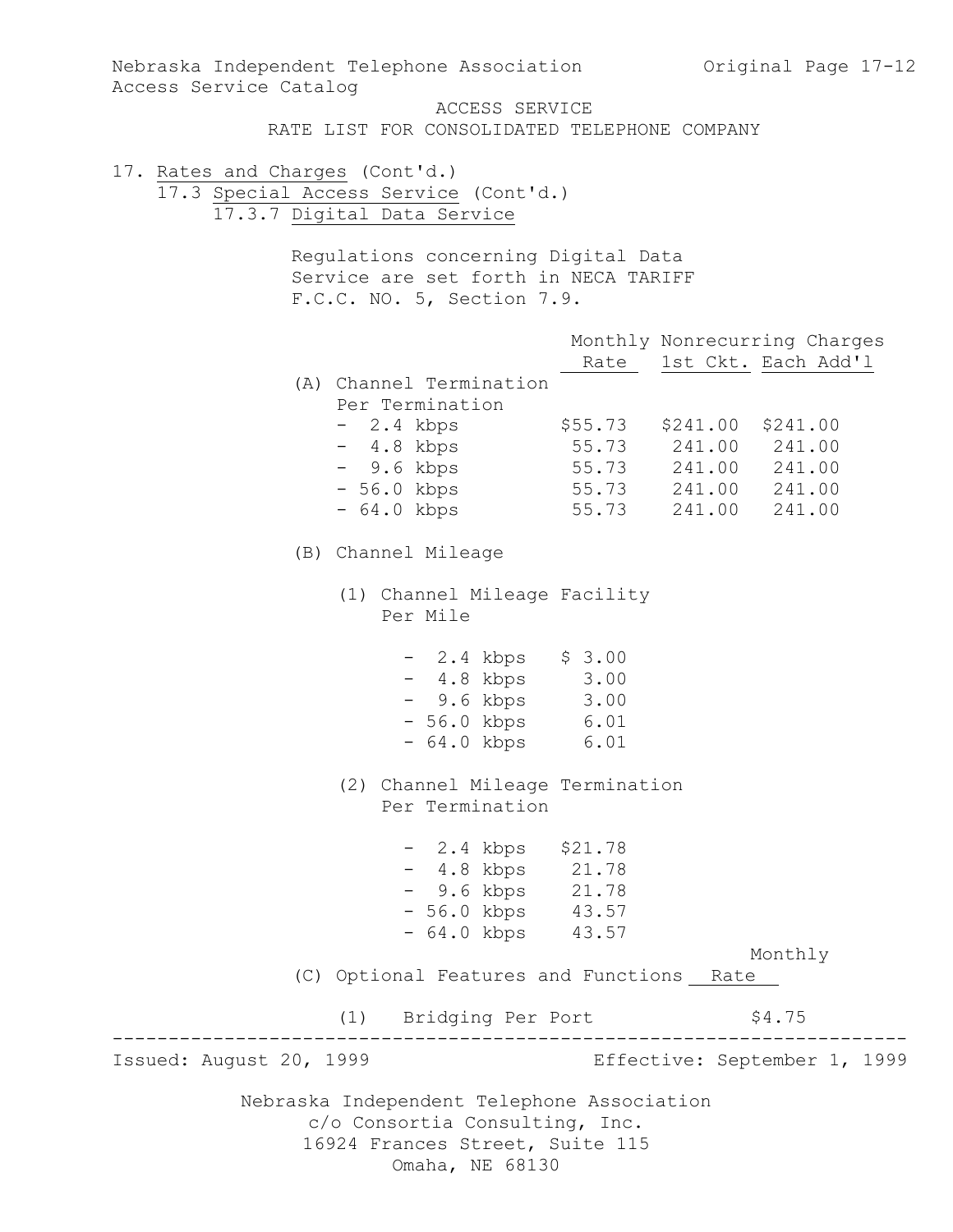ACCESS SERVICE
RATE LIST FOR CONSOLIDATED TELEPHONE COMPANY

17. Rates and Charges (Cont'd.)

17.3 Special Access Service (Cont'd.)

17.3.7 Digital Data Service

Regulations concerning Digital Data Service are set forth in NECA TARIFF F.C.C. NO. 5, Section 7.9.

| | Monthly Rate | Nonrecurring Charges 1st Ckt. | Nonrecurring Charges Each Add'l |
|---|---|---|---|
| (A) Channel Termination Per Termination | | | |
| - 2.4 kbps | $55.73 | $241.00 | $241.00 |
| - 4.8 kbps | 55.73 | 241.00 | 241.00 |
| - 9.6 kbps | 55.73 | 241.00 | 241.00 |
| - 56.0 kbps | 55.73 | 241.00 | 241.00 |
| - 64.0 kbps | 55.73 | 241.00 | 241.00 |

(B) Channel Mileage

(1) Channel Mileage Facility Per Mile

| | Monthly Rate |
|---|---|
| - 2.4 kbps | $ 3.00 |
| - 4.8 kbps | 3.00 |
| - 9.6 kbps | 3.00 |
| - 56.0 kbps | 6.01 |
| - 64.0 kbps | 6.01 |

(2) Channel Mileage Termination Per Termination

| | Monthly Rate |
|---|---|
| - 2.4 kbps | $21.78 |
| - 4.8 kbps | 21.78 |
| - 9.6 kbps | 21.78 |
| - 56.0 kbps | 43.57 |
| - 64.0 kbps | 43.57 |

| (C) Optional Features and Functions | Monthly Rate |
|---|---|
| (1) Bridging Per Port | $4.75 |

Issued: August 20, 1999 Effective: September 1, 1999

Nebraska Independent Telephone Association
c/o Consortia Consulting, Inc.
16924 Frances Street, Suite 115
Omaha, NE 68130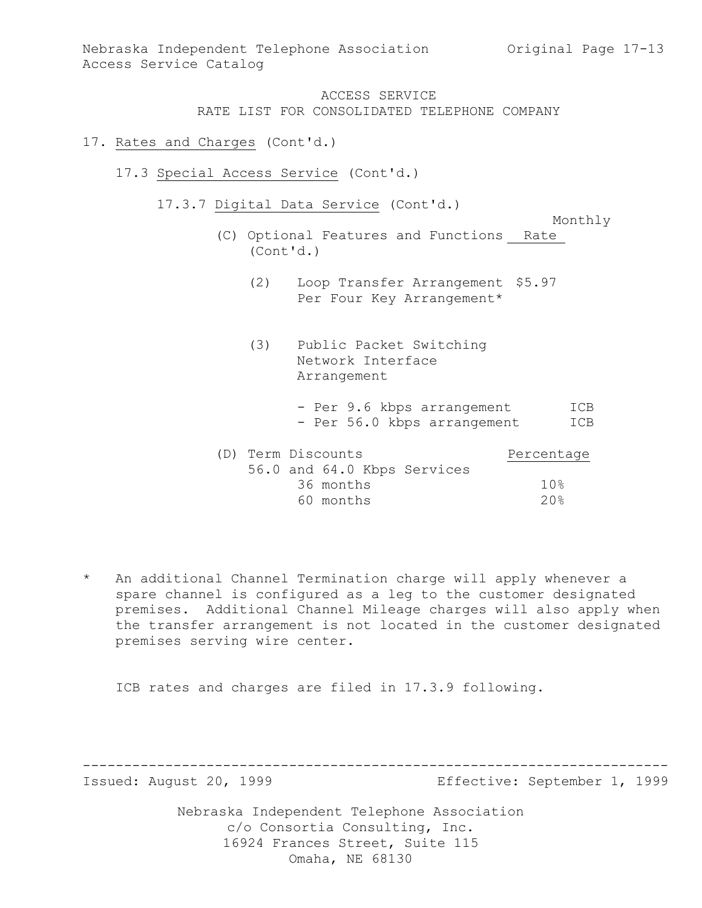ACCESS SERVICE
RATE LIST FOR CONSOLIDATED TELEPHONE COMPANY

17. Rates and Charges (Cont'd.)

17.3 Special Access Service (Cont'd.)

17.3.7 Digital Data Service (Cont'd.)

(C) Optional Features and Functions (Cont'd.)

| | Monthly Rate |
|---|---|
| (2) Loop Transfer Arrangement Per Four Key Arrangement* | $5.97 |
| (3) Public Packet Switching Network Interface Arrangement | |
| - Per 9.6 kbps arrangement | ICB |
| - Per 56.0 kbps arrangement | ICB |

(D) Term Discounts

| 56.0 and 64.0 Kbps Services | Percentage |
|---|---|
| 36 months | 10% |
| 60 months | 20% |

\* An additional Channel Termination charge will apply whenever a spare channel is configured as a leg to the customer designated premises. Additional Channel Mileage charges will also apply when the transfer arrangement is not located in the customer designated premises serving wire center.

ICB rates and charges are filed in 17.3.9 following.

Issued: August 20, 1999 Effective: September 1, 1999

Nebraska Independent Telephone Association
c/o Consortia Consulting, Inc.
16924 Frances Street, Suite 115
Omaha, NE 68130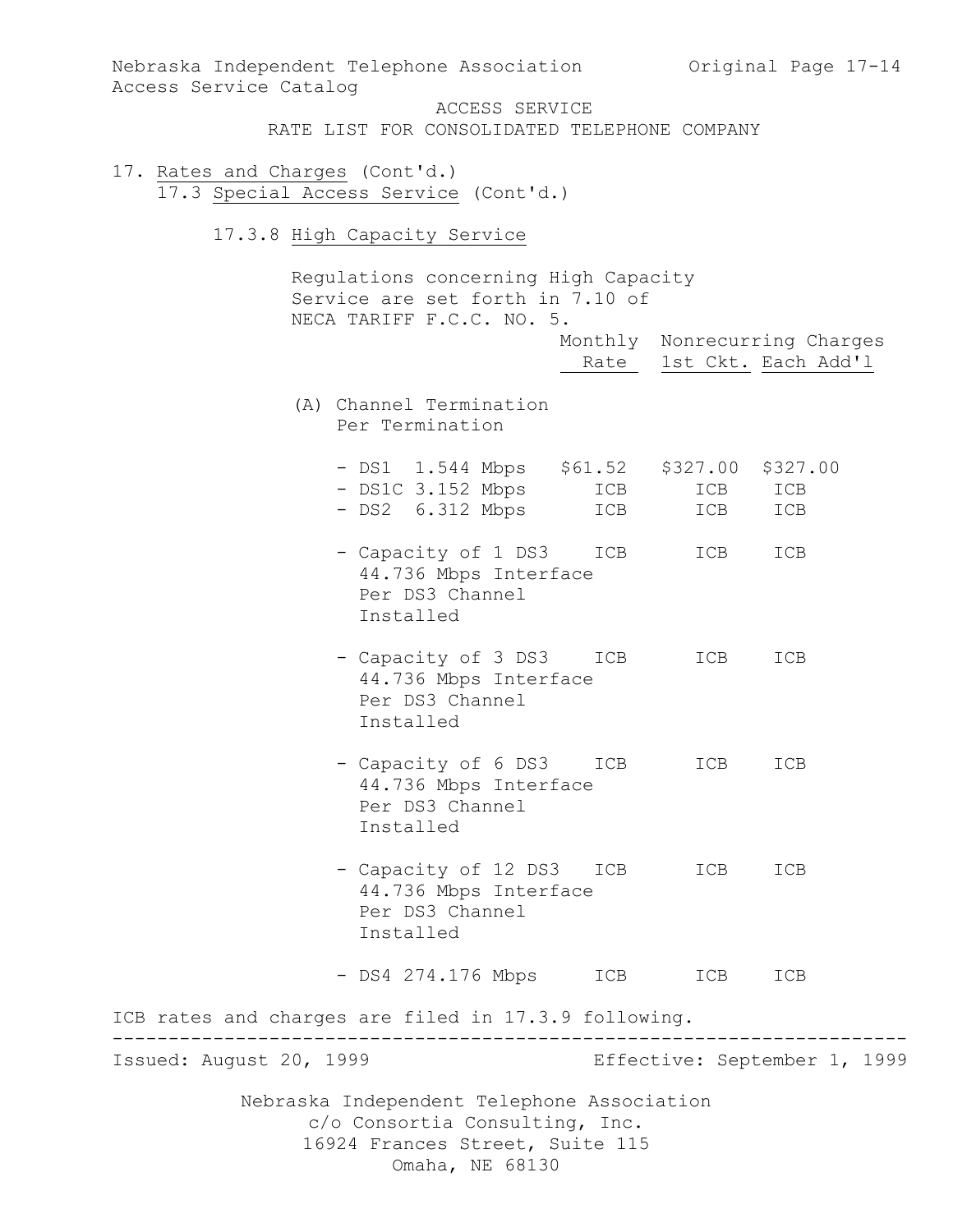ACCESS SERVICE
RATE LIST FOR CONSOLIDATED TELEPHONE COMPANY

17. Rates and Charges (Cont'd.)

17.3 Special Access Service (Cont'd.)

### 17.3.8 High Capacity Service

Regulations concerning High Capacity Service are set forth in 7.10 of NECA TARIFF F.C.C. NO. 5.

| | Monthly Rate | Nonrecurring Charges 1st Ckt. | Each Add'l |
|---|---|---|---|
| (A) Channel Termination Per Termination | | | |
| - DS1 1.544 Mbps | $61.52 | $327.00 | $327.00 |
| - DS1C 3.152 Mbps | ICB | ICB | ICB |
| - DS2 6.312 Mbps | ICB | ICB | ICB |
| - Capacity of 1 DS3 44.736 Mbps Interface Per DS3 Channel Installed | ICB | ICB | ICB |
| - Capacity of 3 DS3 44.736 Mbps Interface Per DS3 Channel Installed | ICB | ICB | ICB |
| - Capacity of 6 DS3 44.736 Mbps Interface Per DS3 Channel Installed | ICB | ICB | ICB |
| - Capacity of 12 DS3 44.736 Mbps Interface Per DS3 Channel Installed | ICB | ICB | ICB |
| - DS4 274.176 Mbps | ICB | ICB | ICB |

ICB rates and charges are filed in 17.3.9 following.

Issued: August 20, 1999 Effective: September 1, 1999

Nebraska Independent Telephone Association
c/o Consortia Consulting, Inc.
16924 Frances Street, Suite 115
Omaha, NE 68130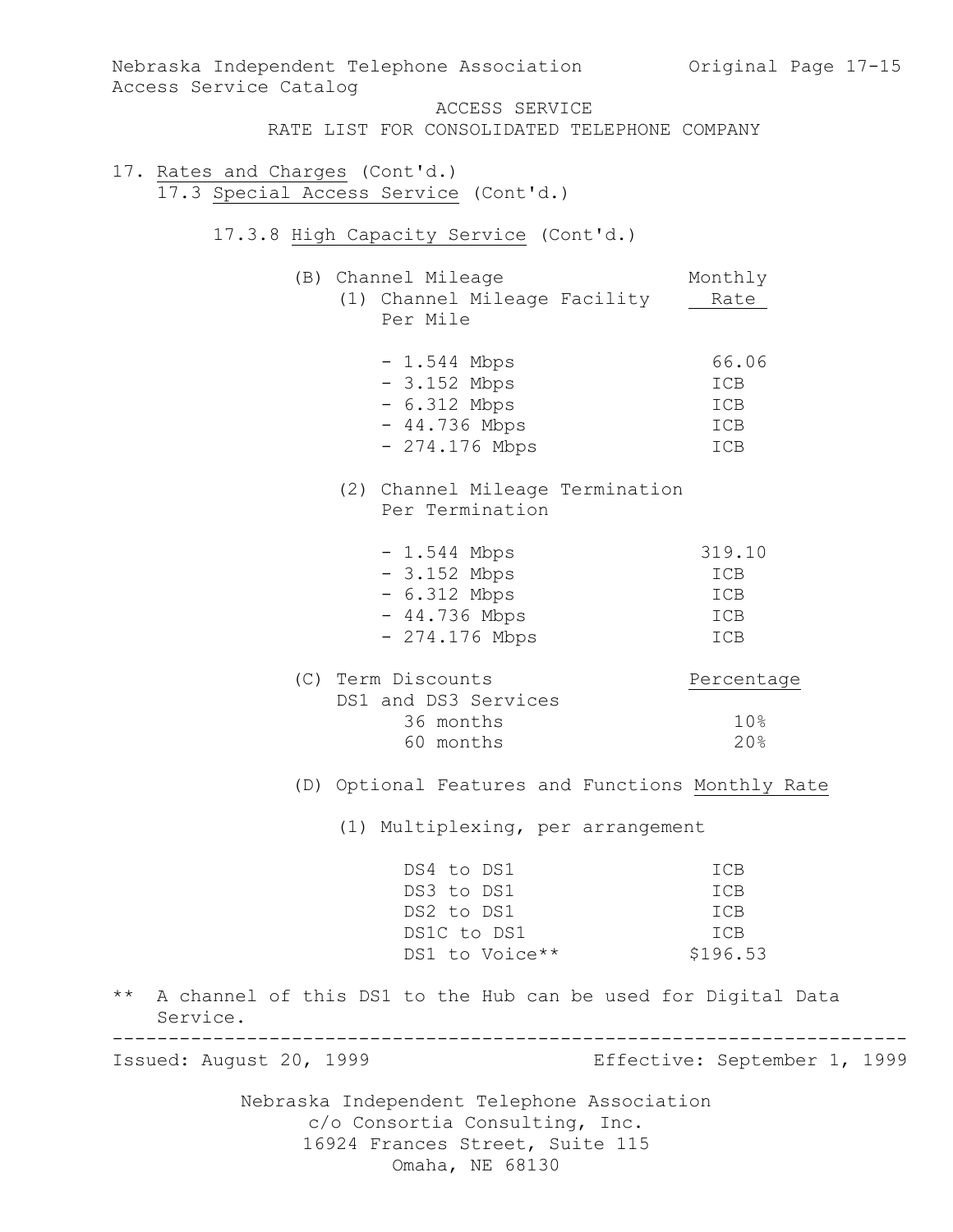ACCESS SERVICE
RATE LIST FOR CONSOLIDATED TELEPHONE COMPANY

17. Rates and Charges (Cont'd.)

17.3 Special Access Service (Cont'd.)

17.3.8 High Capacity Service (Cont'd.)

(B) Channel Mileage

(1) Channel Mileage Facility Per Mile

| | Monthly Rate |
|---|---|
| - 1.544 Mbps | 66.06 |
| - 3.152 Mbps | ICB |
| - 6.312 Mbps | ICB |
| - 44.736 Mbps | ICB |
| - 274.176 Mbps | ICB |

(2) Channel Mileage Termination Per Termination

| | Monthly Rate |
|---|---|
| - 1.544 Mbps | 319.10 |
| - 3.152 Mbps | ICB |
| - 6.312 Mbps | ICB |
| - 44.736 Mbps | ICB |
| - 274.176 Mbps | ICB |

(C) Term Discounts

| DS1 and DS3 Services | Percentage |
|---|---|
| 36 months | 10% |
| 60 months | 20% |

(D) Optional Features and Functions

(1) Multiplexing, per arrangement

| | Monthly Rate |
|---|---|
| DS4 to DS1 | ICB |
| DS3 to DS1 | ICB |
| DS2 to DS1 | ICB |
| DS1C to DS1 | ICB |
| DS1 to Voice** | $196.53 |

** A channel of this DS1 to the Hub can be used for Digital Data Service.

Issued: August 20, 1999 Effective: September 1, 1999

Nebraska Independent Telephone Association
c/o Consortia Consulting, Inc.
16924 Frances Street, Suite 115
Omaha, NE 68130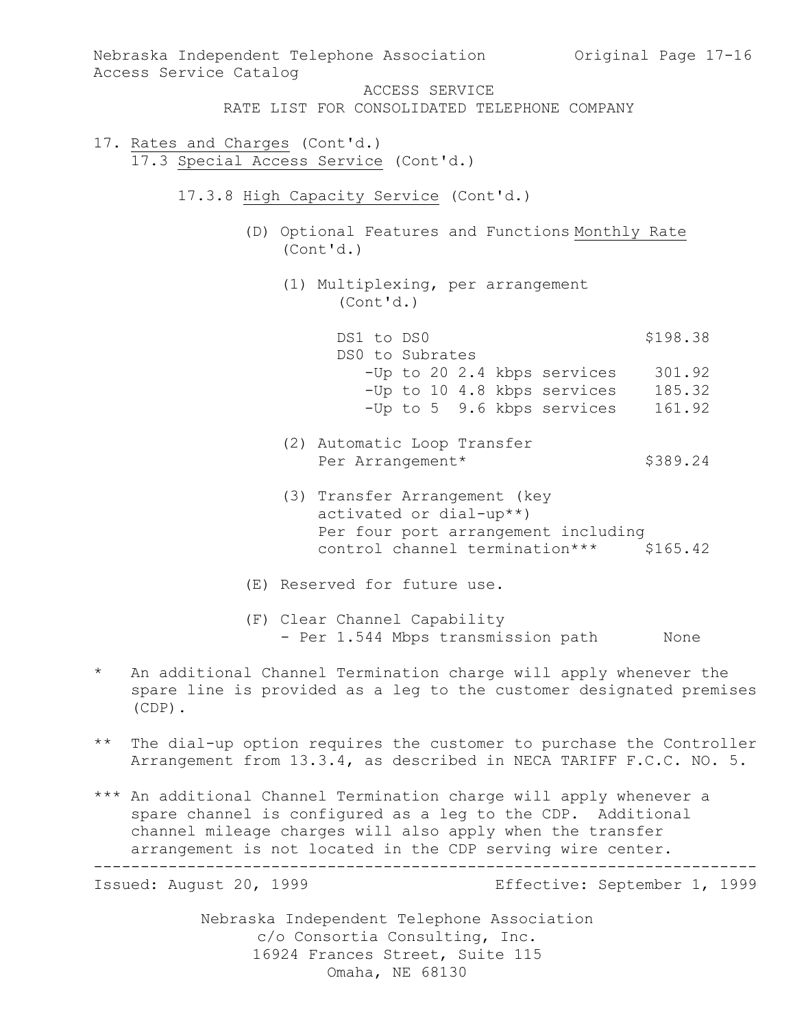ACCESS SERVICE
RATE LIST FOR CONSOLIDATED TELEPHONE COMPANY

17. Rates and Charges (Cont'd.)

17.3 Special Access Service (Cont'd.)

17.3.8 High Capacity Service (Cont'd.)

(D) Optional Features and Functions (Cont'd.)

| | Monthly Rate |
|---|---|
| (1) Multiplexing, per arrangement (Cont'd.) | |
| DS1 to DS0 | $198.38 |
| DS0 to Subrates | |
| -Up to 20 2.4 kbps services | 301.92 |
| -Up to 10 4.8 kbps services | 185.32 |
| -Up to 5 9.6 kbps services | 161.92 |
| (2) Automatic Loop Transfer Per Arrangement* | $389.24 |
| (3) Transfer Arrangement (key activated or dial-up**) Per four port arrangement including control channel termination*** | $165.42 |

(E) Reserved for future use.

| (F) Clear Channel Capability | |
|---|---|
| - Per 1.544 Mbps transmission path | None |

\* An additional Channel Termination charge will apply whenever the spare line is provided as a leg to the customer designated premises (CDP).

\*\* The dial-up option requires the customer to purchase the Controller Arrangement from 13.3.4, as described in NECA TARIFF F.C.C. NO. 5.

\*\*\* An additional Channel Termination charge will apply whenever a spare channel is configured as a leg to the CDP. Additional channel mileage charges will also apply when the transfer arrangement is not located in the CDP serving wire center.

Issued: August 20, 1999 Effective: September 1, 1999

Nebraska Independent Telephone Association
c/o Consortia Consulting, Inc.
16924 Frances Street, Suite 115
Omaha, NE 68130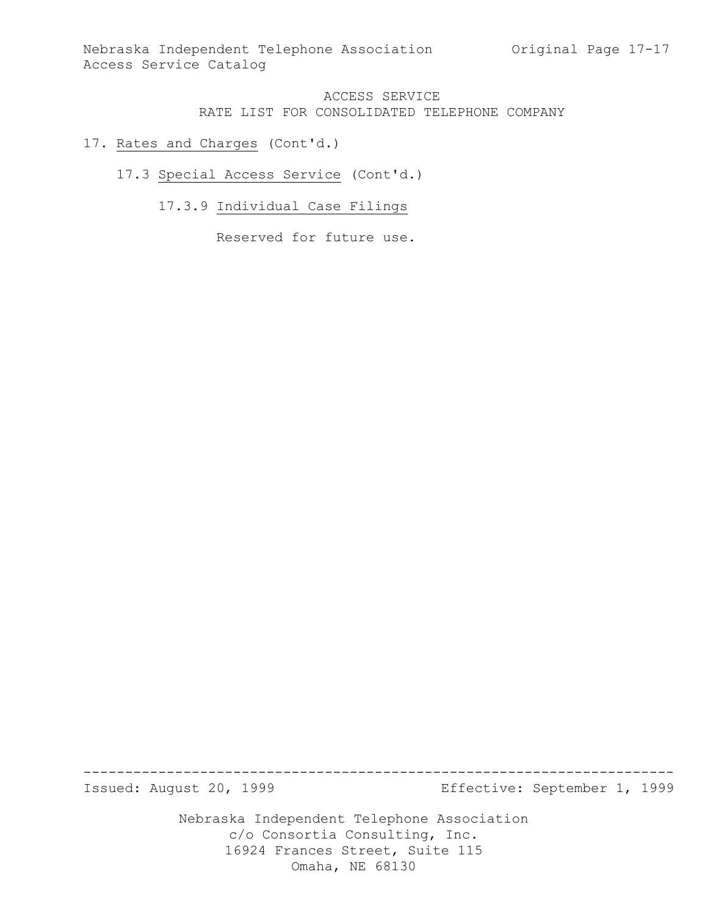# ACCESS SERVICE
## RATE LIST FOR CONSOLIDATED TELEPHONE COMPANY

17. Rates and Charges (Cont'd.)

17.3 Special Access Service (Cont'd.)

17.3.9 Individual Case Filings

Reserved for future use.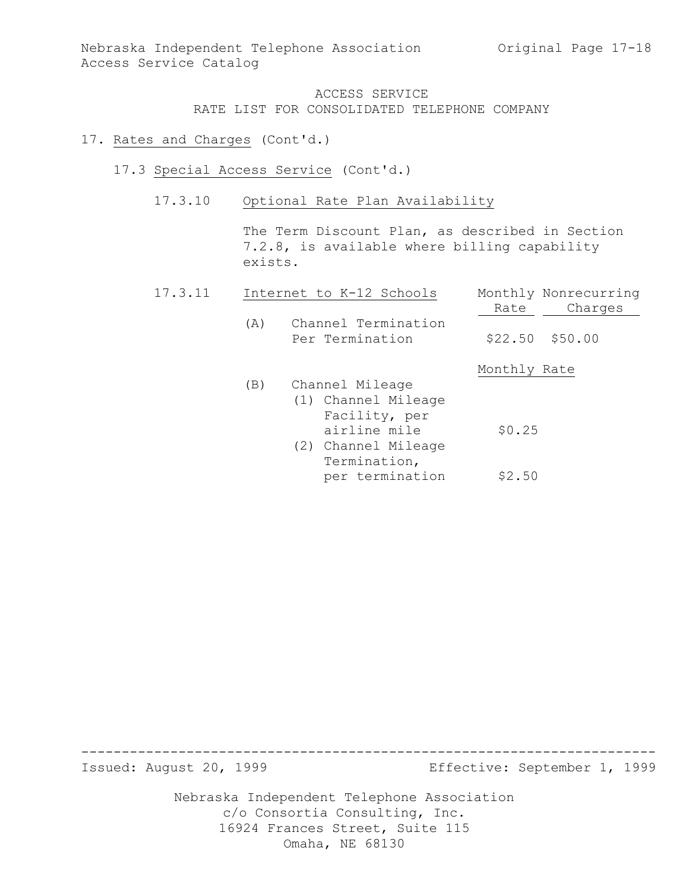ACCESS SERVICE
RATE LIST FOR CONSOLIDATED TELEPHONE COMPANY

17. Rates and Charges (Cont'd.)

17.3 Special Access Service (Cont'd.)

17.3.10 Optional Rate Plan Availability

The Term Discount Plan, as described in Section 7.2.8, is available where billing capability exists.

17.3.11 Internet to K-12 Schools

| | Monthly Rate | Nonrecurring Charges |
|---|---|---|
| (A) Channel Termination Per Termination | \$22.50 | \$50.00 |

| | Monthly Rate |
|---|---|
| (B) Channel Mileage | |
| (1) Channel Mileage Facility, per airline mile | \$0.25 |
| (2) Channel Mileage Termination, per termination | \$2.50 |

Issued: August 20, 1999 Effective: September 1, 1999

Nebraska Independent Telephone Association
c/o Consortia Consulting, Inc.
16924 Frances Street, Suite 115
Omaha, NE 68130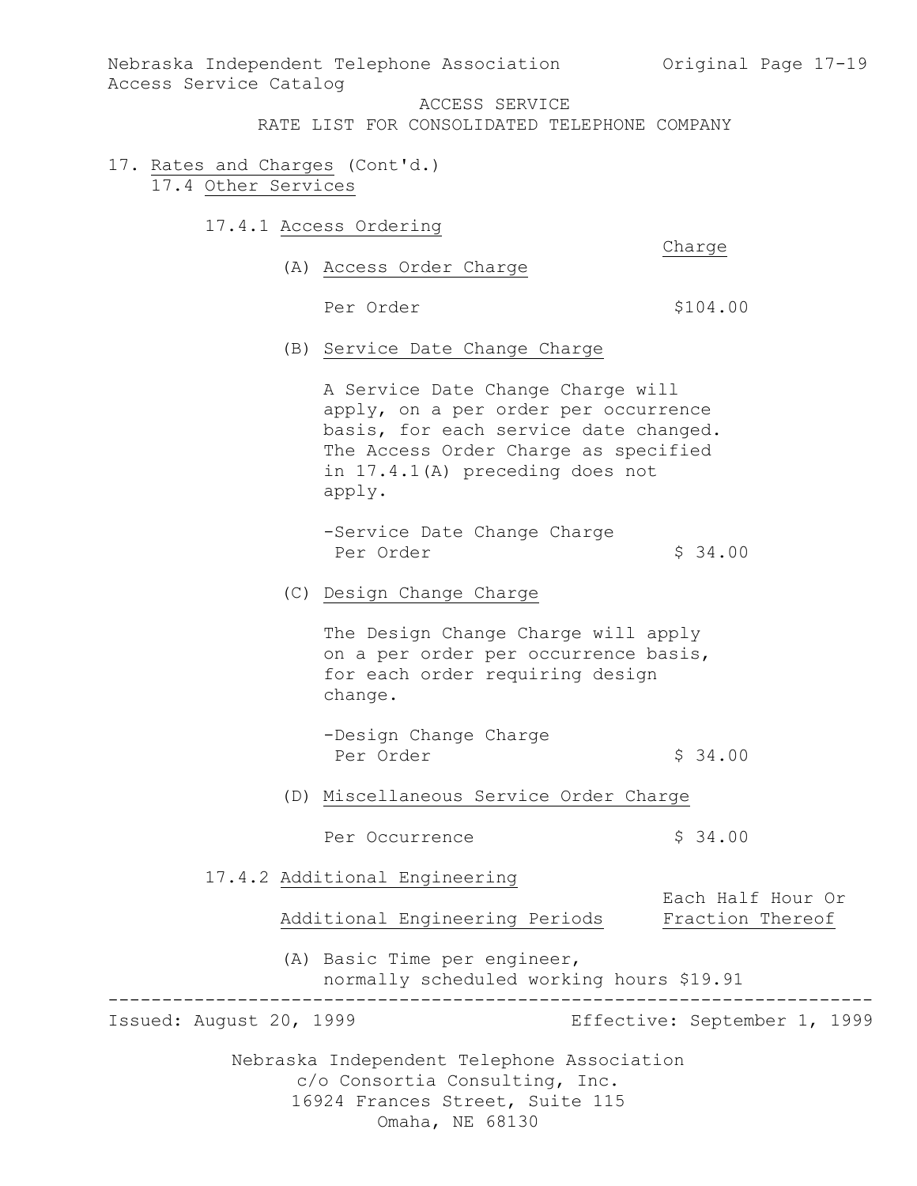ACCESS SERVICE
RATE LIST FOR CONSOLIDATED TELEPHONE COMPANY

17. Rates and Charges (Cont'd.)

17.4 Other Services

17.4.1 Access Ordering

| | Charge |
|---|---|
| (A) Access Order Charge | |
| Per Order | $104.00 |

(B) Service Date Change Charge

A Service Date Change Charge will apply, on a per order per occurrence basis, for each service date changed. The Access Order Charge as specified in 17.4.1(A) preceding does not apply.

| | |
|---|---|
| -Service Date Change Charge Per Order | $ 34.00 |

(C) Design Change Charge

The Design Change Charge will apply on a per order per occurrence basis, for each order requiring design change.

| | |
|---|---|
| -Design Change Charge Per Order | $ 34.00 |

(D) Miscellaneous Service Order Charge

| | |
|---|---|
| Per Occurrence | $ 34.00 |

17.4.2 Additional Engineering

| Additional Engineering Periods | Each Half Hour Or Fraction Thereof |
|---|---|
| (A) Basic Time per engineer, normally scheduled working hours | $19.91 |

Issued: August 20, 1999

Effective: September 1, 1999

Nebraska Independent Telephone Association
c/o Consortia Consulting, Inc.
16924 Frances Street, Suite 115
Omaha, NE 68130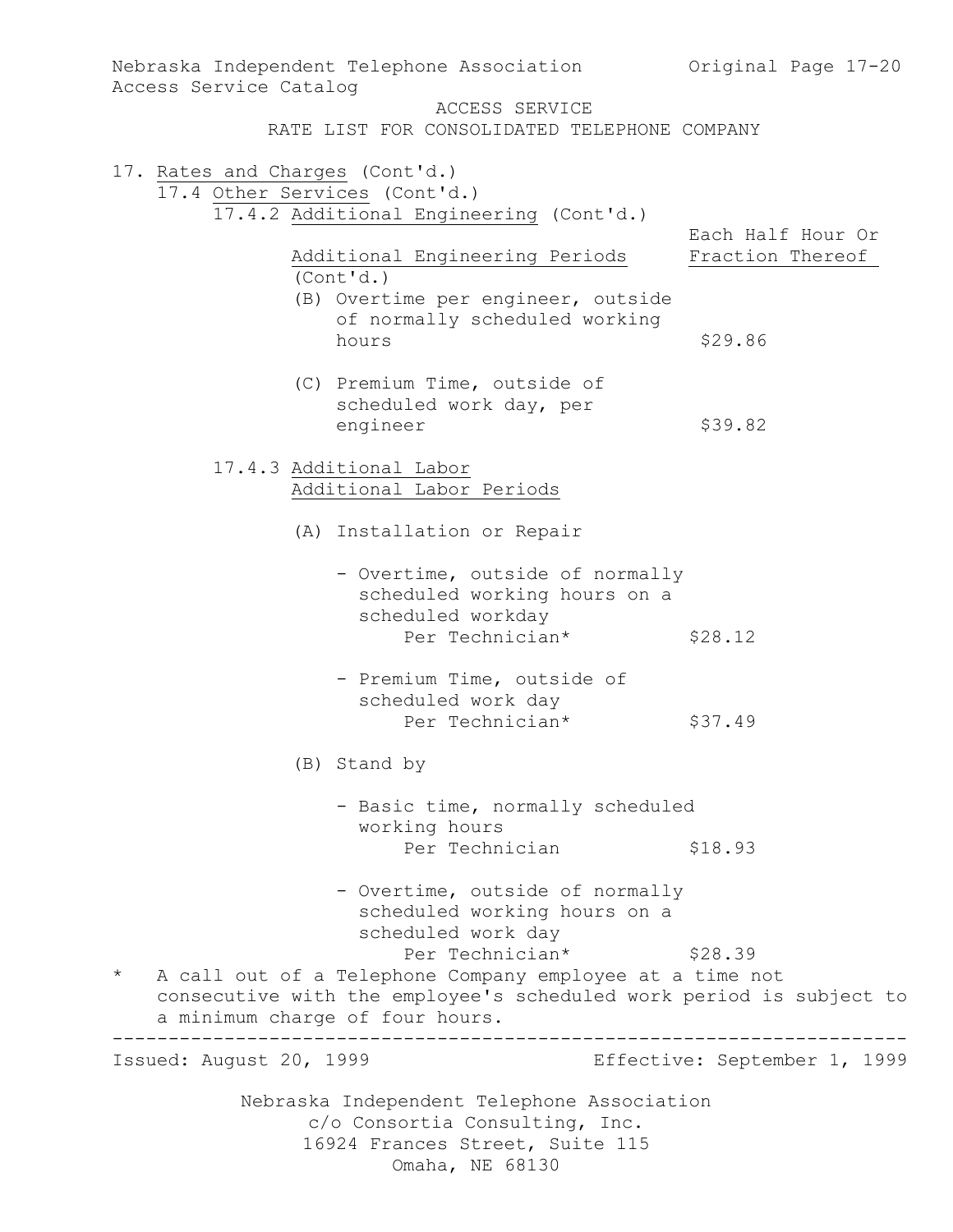ACCESS SERVICE
RATE LIST FOR CONSOLIDATED TELEPHONE COMPANY

17. Rates and Charges (Cont'd.)

17.4 Other Services (Cont'd.)

17.4.2 Additional Engineering (Cont'd.)

| Additional Engineering Periods (Cont'd.) | Each Half Hour Or Fraction Thereof |
|---|---|
| (B) Overtime per engineer, outside of normally scheduled working hours | $29.86 |
| (C) Premium Time, outside of scheduled work day, per engineer | $39.82 |

17.4.3 Additional Labor

Additional Labor Periods

| | |
|---|---|
| (A) Installation or Repair | |
| - Overtime, outside of normally scheduled working hours on a scheduled workday Per Technician* | $28.12 |
| - Premium Time, outside of scheduled work day Per Technician* | $37.49 |
| (B) Stand by | |
| - Basic time, normally scheduled working hours Per Technician | $18.93 |
| - Overtime, outside of normally scheduled working hours on a scheduled work day Per Technician* | $28.39 |

\* A call out of a Telephone Company employee at a time not consecutive with the employee's scheduled work period is subject to a minimum charge of four hours.

Issued: August 20, 1999 Effective: September 1, 1999

Nebraska Independent Telephone Association
c/o Consortia Consulting, Inc.
16924 Frances Street, Suite 115
Omaha, NE 68130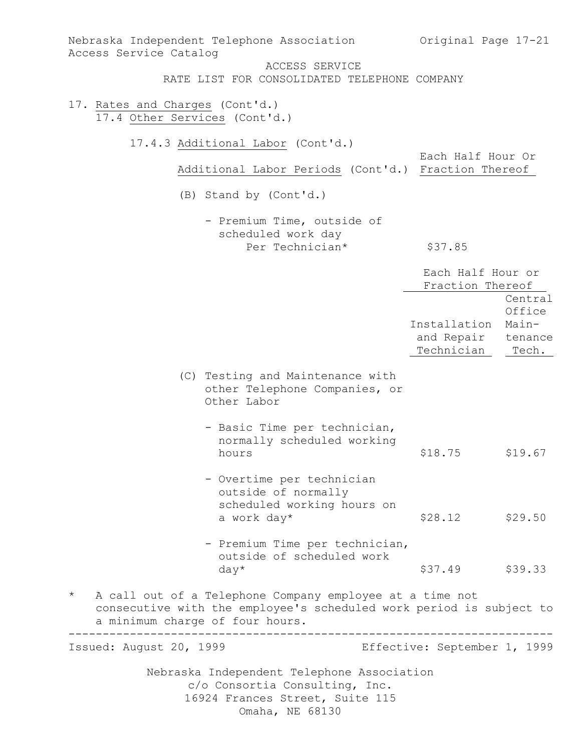17. Rates and Charges (Cont'd.)

17.4 Other Services (Cont'd.)

17.4.3 Additional Labor (Cont'd.)

| Additional Labor Periods (Cont'd.) | Each Half Hour Or Fraction Thereof |
|---|---|
| (B) Stand by (Cont'd.) | |
| - Premium Time, outside of scheduled work day Per Technician* | $37.85 |

| | Each Half Hour or Fraction Thereof | |
|---|---|---|
| | Installation and Repair Technician | Central Office Maintenance Tech. |
| (C) Testing and Maintenance with other Telephone Companies, or Other Labor | | |
| - Basic Time per technician, normally scheduled working hours | $18.75 | $19.67 |
| - Overtime per technician outside of normally scheduled working hours on a work day* | $28.12 | $29.50 |
| - Premium Time per technician, outside of scheduled work day* | $37.49 | $39.33 |

\* A call out of a Telephone Company employee at a time not consecutive with the employee's scheduled work period is subject to a minimum charge of four hours.

Issued: August 20, 1999 Effective: September 1, 1999

Nebraska Independent Telephone Association
c/o Consortia Consulting, Inc.
16924 Frances Street, Suite 115
Omaha, NE 68130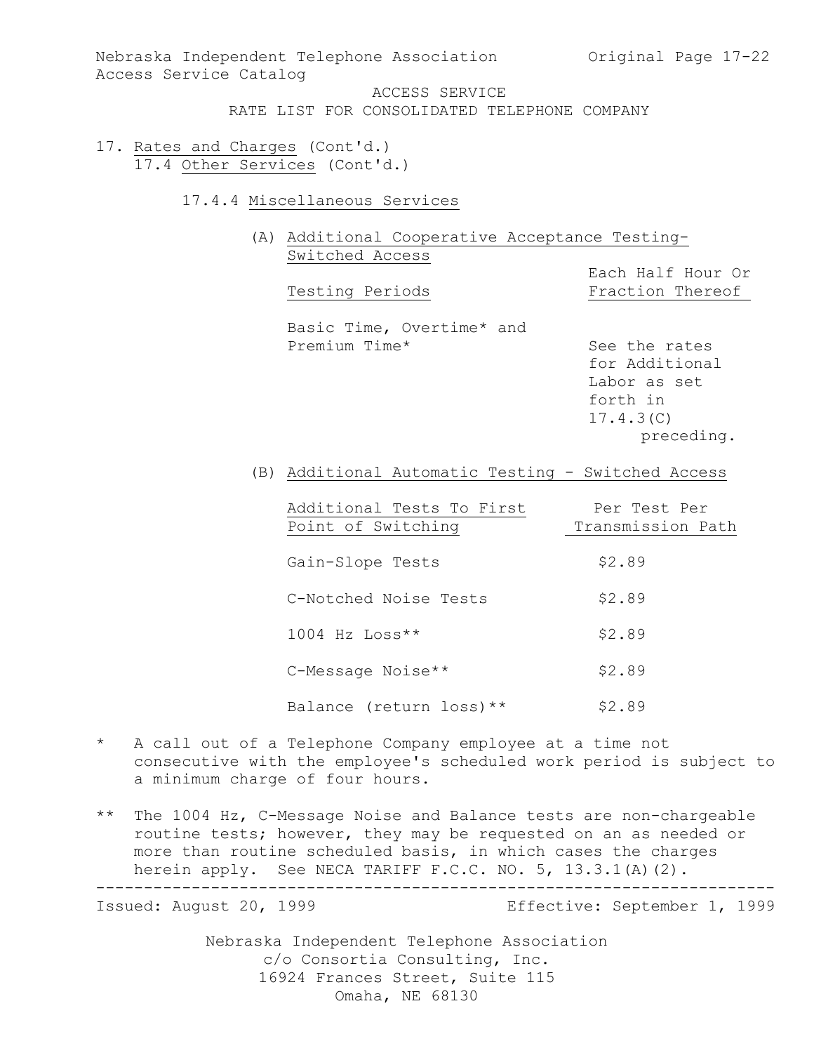ACCESS SERVICE

RATE LIST FOR CONSOLIDATED TELEPHONE COMPANY

17. Rates and Charges (Cont'd.)

17.4 Other Services (Cont'd.)

17.4.4 Miscellaneous Services

(A) Additional Cooperative Acceptance Testing-Switched Access

| Testing Periods | Each Half Hour Or Fraction Thereof |
|---|---|
| Basic Time, Overtime* and Premium Time* | See the rates for Additional Labor as set forth in 17.4.3(C) preceding. |

(B) Additional Automatic Testing - Switched Access

| Additional Tests To First Point of Switching | Per Test Per Transmission Path |
|---|---|
| Gain-Slope Tests | $2.89 |
| C-Notched Noise Tests | $2.89 |
| 1004 Hz Loss** | $2.89 |
| C-Message Noise** | $2.89 |
| Balance (return loss)** | $2.89 |

\* A call out of a Telephone Company employee at a time not consecutive with the employee's scheduled work period is subject to a minimum charge of four hours.

\*\* The 1004 Hz, C-Message Noise and Balance tests are non-chargeable routine tests; however, they may be requested on an as needed or more than routine scheduled basis, in which cases the charges herein apply. See NECA TARIFF F.C.C. NO. 5, 13.3.1(A)(2).

Issued: August 20, 1999 Effective: September 1, 1999

Nebraska Independent Telephone Association
c/o Consortia Consulting, Inc.
16924 Frances Street, Suite 115
Omaha, NE 68130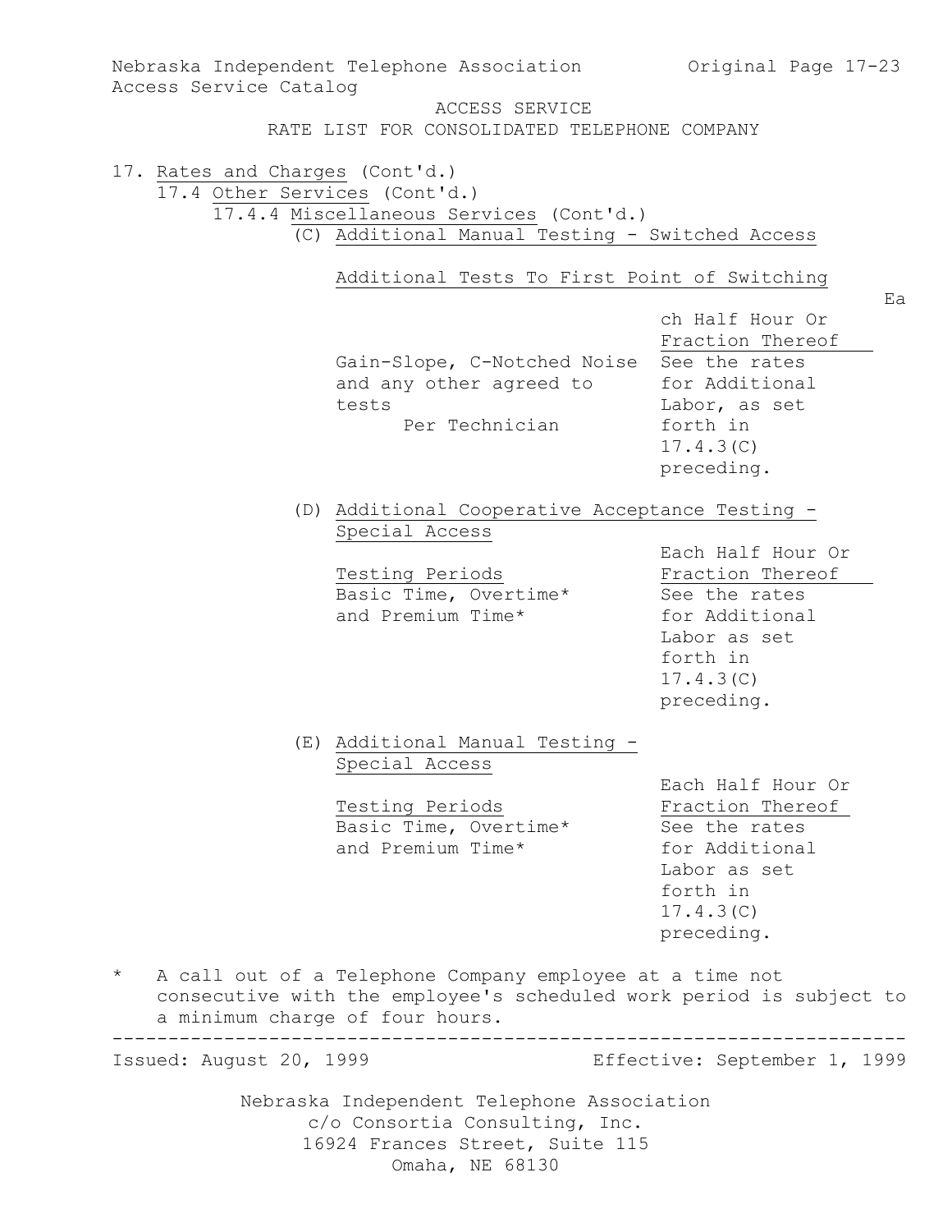ACCESS SERVICE
RATE LIST FOR CONSOLIDATED TELEPHONE COMPANY

17. Rates and Charges (Cont'd.)

17.4 Other Services (Cont'd.)

17.4.4 Miscellaneous Services (Cont'd.)

(C) Additional Manual Testing - Switched Access

Additional Tests To First Point of Switching

| | Each Half Hour Or Fraction Thereof |
|---|---|
| Gain-Slope, C-Notched Noise and any other agreed to tests<br>Per Technician | See the rates for Additional Labor, as set forth in 17.4.3(C) preceding. |

(D) Additional Cooperative Acceptance Testing - Special Access

| Testing Periods | Each Half Hour Or Fraction Thereof |
|---|---|
| Basic Time, Overtime* and Premium Time* | See the rates for Additional Labor as set forth in 17.4.3(C) preceding. |

(E) Additional Manual Testing - Special Access

| Testing Periods | Each Half Hour Or Fraction Thereof |
|---|---|
| Basic Time, Overtime* and Premium Time* | See the rates for Additional Labor as set forth in 17.4.3(C) preceding. |

\* A call out of a Telephone Company employee at a time not consecutive with the employee's scheduled work period is subject to a minimum charge of four hours.

Issued: August 20, 1999 Effective: September 1, 1999

Nebraska Independent Telephone Association
c/o Consortia Consulting, Inc.
16924 Frances Street, Suite 115
Omaha, NE 68130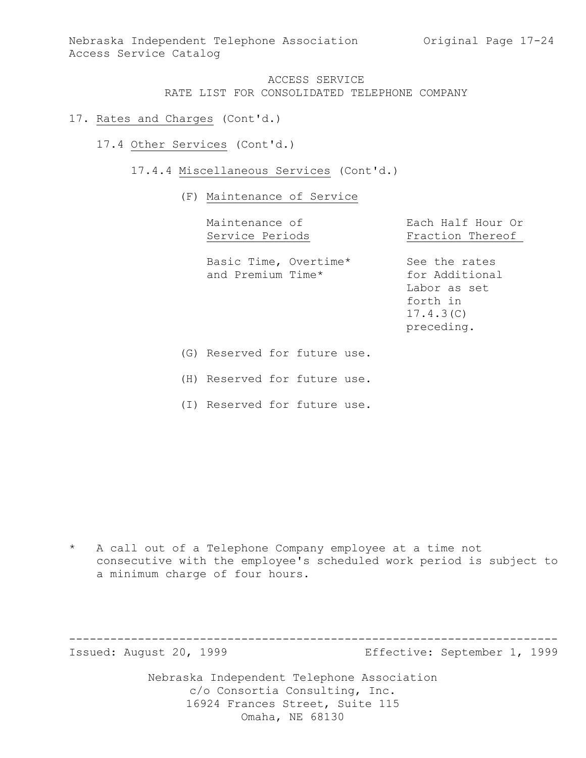ACCESS SERVICE
RATE LIST FOR CONSOLIDATED TELEPHONE COMPANY

17. Rates and Charges (Cont'd.)

17.4 Other Services (Cont'd.)

17.4.4 Miscellaneous Services (Cont'd.)

(F) Maintenance of Service

| Maintenance of Service Periods | Each Half Hour Or Fraction Thereof |
|---|---|
| Basic Time, Overtime* and Premium Time* | See the rates for Additional Labor as set forth in 17.4.3(C) preceding. |

(G) Reserved for future use.

(H) Reserved for future use.

(I) Reserved for future use.

\* A call out of a Telephone Company employee at a time not consecutive with the employee's scheduled work period is subject to a minimum charge of four hours.

Issued: August 20, 1999 Effective: September 1, 1999

Nebraska Independent Telephone Association
c/o Consortia Consulting, Inc.
16924 Frances Street, Suite 115
Omaha, NE 68130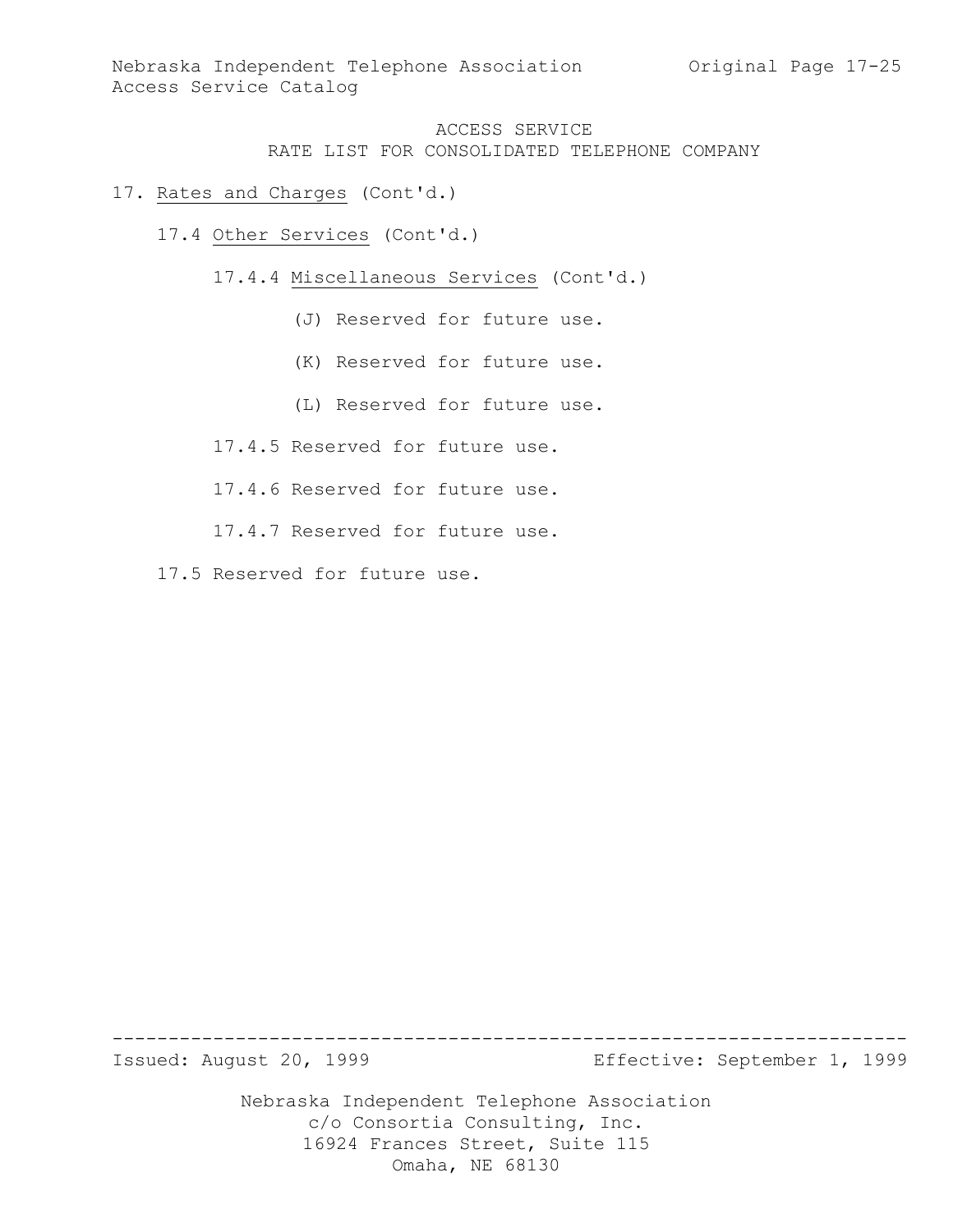ACCESS SERVICE
RATE LIST FOR CONSOLIDATED TELEPHONE COMPANY

17. Rates and Charges (Cont'd.)

17.4 Other Services (Cont'd.)

17.4.4 Miscellaneous Services (Cont'd.)

(J) Reserved for future use.

(K) Reserved for future use.

(L) Reserved for future use.

17.4.5 Reserved for future use.

17.4.6 Reserved for future use.

17.4.7 Reserved for future use.

17.5 Reserved for future use.

Issued: August 20, 1999 Effective: September 1, 1999

Nebraska Independent Telephone Association
c/o Consortia Consulting, Inc.
16924 Frances Street, Suite 115
Omaha, NE 68130